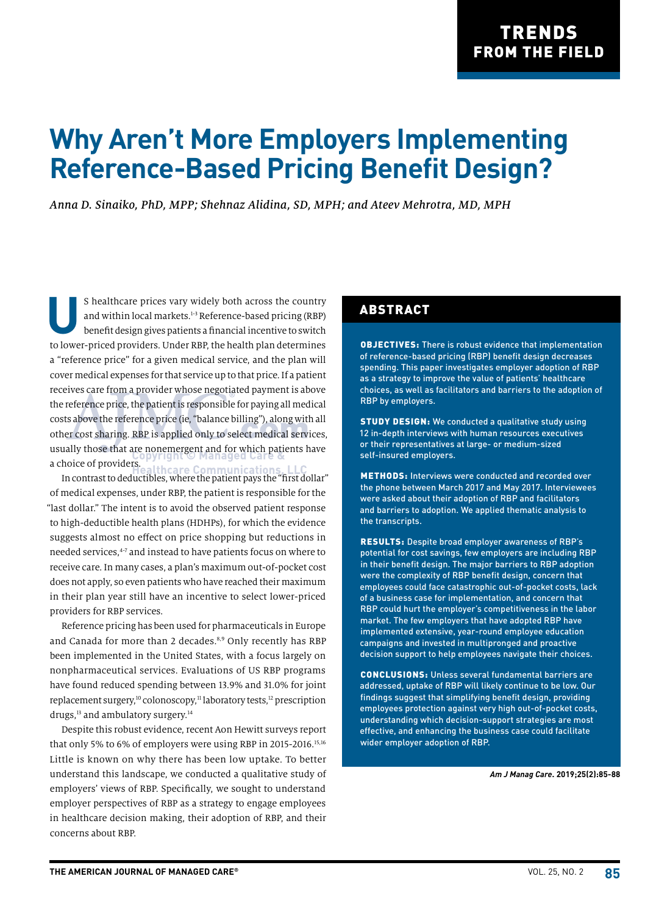TRENDS FROM THE FIELD

# Why Aren't More Employers Implementing Reference-Based Pricing Benefit Design?

*Anna D. Sinaiko, PhD, MPP; Shehnaz Alidina, SD, MPH; and Ateev Mehrotra, MD, MPH*

US healthcare prices vary widely both across the country and within local markets.[1-3] Reference-based pricing (RBP) benefit design gives patients a financial incentive to switch to lower-priced providers. Under RBP, the health plan determines a "reference price" for a given medical service, and the plan will cover medical expenses for that service up to that price. If a patient receives care from a provider whose negotiated payment is above the reference price, the patient is responsible for paying all medical costs above the reference price (ie, "balance billing"), along with all other cost sharing. RBP is applied only to select medical services, usually those that are nonemergent and for which patients have a choice of providers.

In contrast to deductibles, where the patient pays the "first dollar" of medical expenses, under RBP, the patient is responsible for the "last dollar." The intent is to avoid the observed patient response to high-deductible health plans (HDHPs), for which the evidence suggests almost no effect on price shopping but reductions in needed services,[4-7] and instead to have patients focus on where to receive care. In many cases, a plan's maximum out-of-pocket cost does not apply, so even patients who have reached their maximum in their plan year still have an incentive to select lower-priced providers for RBP services.

Reference pricing has been used for pharmaceuticals in Europe and Canada for more than 2 decades.[8,9] Only recently has RBP been implemented in the United States, with a focus largely on nonpharmaceutical services. Evaluations of US RBP programs have found reduced spending between 13.9% and 31.0% for joint replacement surgery,[10] colonoscopy,[11] laboratory tests,[12] prescription drugs,[13] and ambulatory surgery.[14]

Despite this robust evidence, recent Aon Hewitt surveys report that only 5% to 6% of employers were using RBP in 2015-2016.[15,16] Little is known on why there has been low uptake. To better understand this landscape, we conducted a qualitative study of employers' views of RBP. Specifically, we sought to understand employer perspectives of RBP as a strategy to engage employees in healthcare decision making, their adoption of RBP, and their concerns about RBP.

## ABSTRACT

**OBJECTIVES:** There is robust evidence that implementation of reference-based pricing (RBP) benefit design decreases spending. This paper investigates employer adoption of RBP as a strategy to improve the value of patients' healthcare choices, as well as facilitators and barriers to the adoption of RBP by employers.

**STUDY DESIGN:** We conducted a qualitative study using 12 in-depth interviews with human resources executives or their representatives at large- or medium-sized self-insured employers.

**METHODS:** Interviews were conducted and recorded over the phone between March 2017 and May 2017. Interviewees were asked about their adoption of RBP and facilitators and barriers to adoption. We applied thematic analysis to the transcripts.

**RESULTS:** Despite broad employer awareness of RBP's potential for cost savings, few employers are including RBP in their benefit design. The major barriers to RBP adoption were the complexity of RBP benefit design, concern that employees could face catastrophic out-of-pocket costs, lack of a business case for implementation, and concern that RBP could hurt the employer's competitiveness in the labor market. The few employers that have adopted RBP have implemented extensive, year-round employee education campaigns and invested in multipronged and proactive decision support to help employees navigate their choices.

**CONCLUSIONS:** Unless several fundamental barriers are addressed, uptake of RBP will likely continue to be low. Our findings suggest that simplifying benefit design, providing employees protection against very high out-of-pocket costs, understanding which decision-support strategies are most effective, and enhancing the business case could facilitate wider employer adoption of RBP.

***Am J Manag Care.* 2019;25(2):85-88**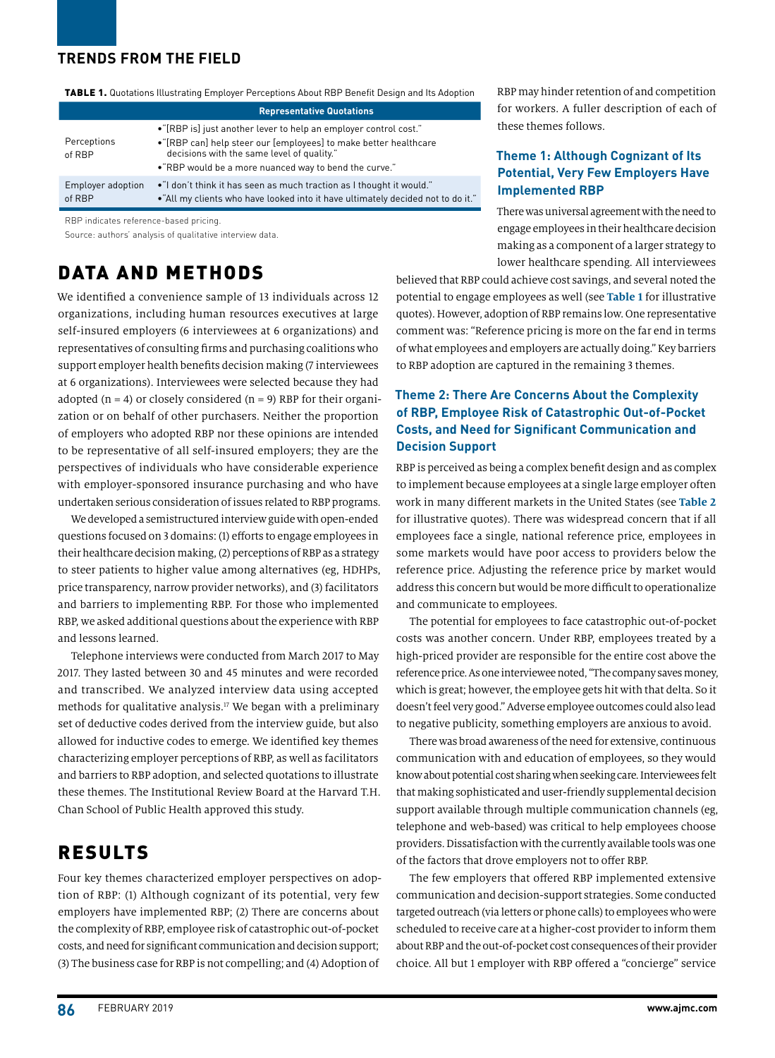**TABLE 1.** Quotations Illustrating Employer Perceptions About RBP Benefit Design and Its Adoption

| | Representative Quotations |
|---|---|
| Perceptions of RBP | • "[RBP is] just another lever to help an employer control cost."<br>• "[RBP can] help steer our [employees] to make better healthcare decisions with the same level of quality."<br>• "RBP would be a more nuanced way to bend the curve." |
| Employer adoption of RBP | • "I don't think it has seen as much traction as I thought it would."<br>• "All my clients who have looked into it have ultimately decided not to do it." |

RBP indicates reference-based pricing.

Source: authors' analysis of qualitative interview data.

## DATA AND METHODS

We identified a convenience sample of 13 individuals across 12 organizations, including human resources executives at large self-insured employers (6 interviewees at 6 organizations) and representatives of consulting firms and purchasing coalitions who support employer health benefits decision making (7 interviewees at 6 organizations). Interviewees were selected because they had adopted (n = 4) or closely considered (n = 9) RBP for their organization or on behalf of other purchasers. Neither the proportion of employers who adopted RBP nor these opinions are intended to be representative of all self-insured employers; they are the perspectives of individuals who have considerable experience with employer-sponsored insurance purchasing and who have undertaken serious consideration of issues related to RBP programs.

We developed a semistructured interview guide with open-ended questions focused on 3 domains: (1) efforts to engage employees in their healthcare decision making, (2) perceptions of RBP as a strategy to steer patients to higher value among alternatives (eg, HDHPs, price transparency, narrow provider networks), and (3) facilitators and barriers to implementing RBP. For those who implemented RBP, we asked additional questions about the experience with RBP and lessons learned.

Telephone interviews were conducted from March 2017 to May 2017. They lasted between 30 and 45 minutes and were recorded and transcribed. We analyzed interview data using accepted methods for qualitative analysis.[17] We began with a preliminary set of deductive codes derived from the interview guide, but also allowed for inductive codes to emerge. We identified key themes characterizing employer perceptions of RBP, as well as facilitators and barriers to RBP adoption, and selected quotations to illustrate these themes. The Institutional Review Board at the Harvard T.H. Chan School of Public Health approved this study.

## RESULTS

Four key themes characterized employer perspectives on adoption of RBP: (1) Although cognizant of its potential, very few employers have implemented RBP; (2) There are concerns about the complexity of RBP, employee risk of catastrophic out-of-pocket costs, and need for significant communication and decision support; (3) The business case for RBP is not compelling; and (4) Adoption of RBP may hinder retention of and competition for workers. A fuller description of each of these themes follows.

### Theme 1: Although Cognizant of Its Potential, Very Few Employers Have Implemented RBP

There was universal agreement with the need to engage employees in their healthcare decision making as a component of a larger strategy to lower healthcare spending. All interviewees believed that RBP could achieve cost savings, and several noted the potential to engage employees as well (see **Table 1** for illustrative quotes). However, adoption of RBP remains low. One representative comment was: "Reference pricing is more on the far end in terms of what employees and employers are actually doing." Key barriers to RBP adoption are captured in the remaining 3 themes.

### Theme 2: There Are Concerns About the Complexity of RBP, Employee Risk of Catastrophic Out-of-Pocket Costs, and Need for Significant Communication and Decision Support

RBP is perceived as being a complex benefit design and as complex to implement because employees at a single large employer often work in many different markets in the United States (see **Table 2** for illustrative quotes). There was widespread concern that if all employees face a single, national reference price, employees in some markets would have poor access to providers below the reference price. Adjusting the reference price by market would address this concern but would be more difficult to operationalize and communicate to employees.

The potential for employees to face catastrophic out-of-pocket costs was another concern. Under RBP, employees treated by a high-priced provider are responsible for the entire cost above the reference price. As one interviewee noted, "The company saves money, which is great; however, the employee gets hit with that delta. So it doesn't feel very good." Adverse employee outcomes could also lead to negative publicity, something employers are anxious to avoid.

There was broad awareness of the need for extensive, continuous communication with and education of employees, so they would know about potential cost sharing when seeking care. Interviewees felt that making sophisticated and user-friendly supplemental decision support available through multiple communication channels (eg, telephone and web-based) was critical to help employees choose providers. Dissatisfaction with the currently available tools was one of the factors that drove employers not to offer RBP.

The few employers that offered RBP implemented extensive communication and decision-support strategies. Some conducted targeted outreach (via letters or phone calls) to employees who were scheduled to receive care at a higher-cost provider to inform them about RBP and the out-of-pocket cost consequences of their provider choice. All but 1 employer with RBP offered a "concierge" service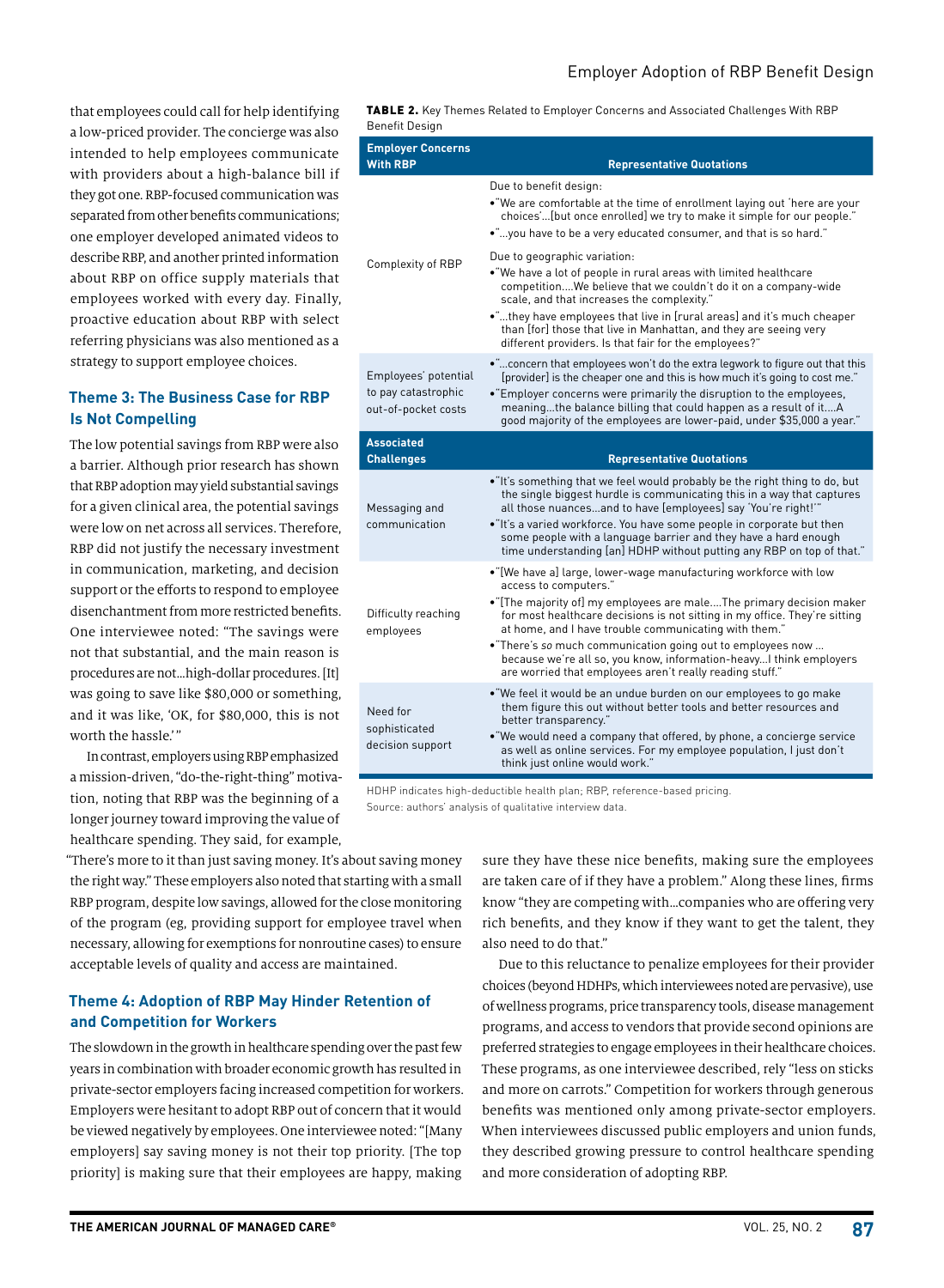that employees could call for help identifying a low-priced provider. The concierge was also intended to help employees communicate with providers about a high-balance bill if they got one. RBP-focused communication was separated from other benefits communications; one employer developed animated videos to describe RBP, and another printed information about RBP on office supply materials that employees worked with every day. Finally, proactive education about RBP with select referring physicians was also mentioned as a strategy to support employee choices.

### Theme 3: The Business Case for RBP Is Not Compelling

The low potential savings from RBP were also a barrier. Although prior research has shown that RBP adoption may yield substantial savings for a given clinical area, the potential savings were low on net across all services. Therefore, RBP did not justify the necessary investment in communication, marketing, and decision support or the efforts to respond to employee disenchantment from more restricted benefits. One interviewee noted: "The savings were not that substantial, and the main reason is procedures are not…high-dollar procedures. [It] was going to save like $80,000 or something, and it was like, 'OK, for $80,000, this is not worth the hassle.'"

In contrast, employers using RBP emphasized a mission-driven, "do-the-right-thing" motivation, noting that RBP was the beginning of a longer journey toward improving the value of healthcare spending. They said, for example, "There's more to it than just saving money. It's about saving money the right way." These employers also noted that starting with a small RBP program, despite low savings, allowed for the close monitoring of the program (eg, providing support for employee travel when necessary, allowing for exemptions for nonroutine cases) to ensure acceptable levels of quality and access are maintained.

**TABLE 2.** Key Themes Related to Employer Concerns and Associated Challenges With RBP Benefit Design

| Employer Concerns With RBP | Representative Quotations |
|---|---|
| Complexity of RBP | Due to benefit design:<br>• "We are comfortable at the time of enrollment laying out 'here are your choices'…[but once enrolled] we try to make it simple for our people."<br>• "…you have to be a very educated consumer, and that is so hard."<br>Due to geographic variation:<br>• "We have a lot of people in rural areas with limited healthcare competition….We believe that we couldn't do it on a company-wide scale, and that increases the complexity."<br>• "…they have employees that live in [rural areas] and it's much cheaper than [for] those that live in Manhattan, and they are seeing very different providers. Is that fair for the employees?" |
| Employees' potential to pay catastrophic out-of-pocket costs | • "…concern that employees won't do the extra legwork to figure out that this [provider] is the cheaper one and this is how much it's going to cost me."<br>• "Employer concerns were primarily the disruption to the employees, meaning…the balance billing that could happen as a result of it….A good majority of the employees are lower-paid, under $35,000 a year." |
| **Associated Challenges** | **Representative Quotations** |
| Messaging and communication | • "It's something that we feel would probably be the right thing to do, but the single biggest hurdle is communicating this in a way that captures all those nuances…and to have [employees] say 'You're right!'"<br>• "It's a varied workforce. You have some people in corporate but then some people with a language barrier and they have a hard enough time understanding [an] HDHP without putting any RBP on top of that." |
| Difficulty reaching employees | • "[We have a] large, lower-wage manufacturing workforce with low access to computers."<br>• "[The majority of] my employees are male….The primary decision maker for most healthcare decisions is not sitting in my office. They're sitting at home, and I have trouble communicating with them."<br>• "There's *so* much communication going out to employees now … because we're all so, you know, information-heavy…I think employers are worried that employees aren't really reading stuff." |
| Need for sophisticated decision support | • "We feel it would be an undue burden on our employees to go make them figure this out without better tools and better resources and better transparency."<br>• "We would need a company that offered, by phone, a concierge service as well as online services. For my employee population, I just don't think just online would work." |

HDHP indicates high-deductible health plan; RBP, reference-based pricing.
Source: authors' analysis of qualitative interview data.

### Theme 4: Adoption of RBP May Hinder Retention of and Competition for Workers

The slowdown in the growth in healthcare spending over the past few years in combination with broader economic growth has resulted in private-sector employers facing increased competition for workers. Employers were hesitant to adopt RBP out of concern that it would be viewed negatively by employees. One interviewee noted: "[Many employers] say saving money is not their top priority. [The top priority] is making sure that their employees are happy, making sure they have these nice benefits, making sure the employees are taken care of if they have a problem." Along these lines, firms know "they are competing with…companies who are offering very rich benefits, and they know if they want to get the talent, they also need to do that."

Due to this reluctance to penalize employees for their provider choices (beyond HDHPs, which interviewees noted are pervasive), use of wellness programs, price transparency tools, disease management programs, and access to vendors that provide second opinions are preferred strategies to engage employees in their healthcare choices. These programs, as one interviewee described, rely "less on sticks and more on carrots." Competition for workers through generous benefits was mentioned only among private-sector employers. When interviewees discussed public employers and union funds, they described growing pressure to control healthcare spending and more consideration of adopting RBP.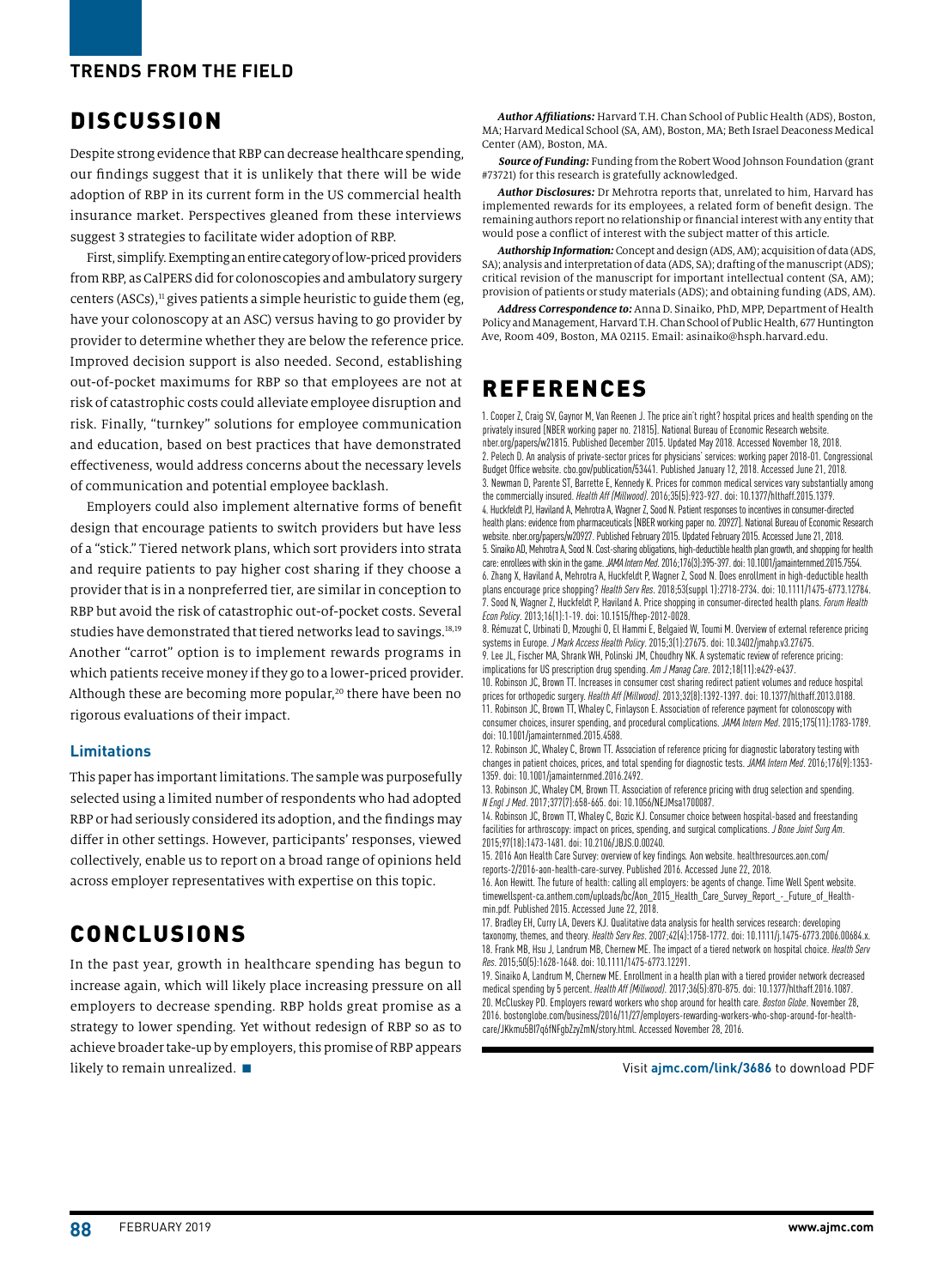## DISCUSSION

Despite strong evidence that RBP can decrease healthcare spending, our findings suggest that it is unlikely that there will be wide adoption of RBP in its current form in the US commercial health insurance market. Perspectives gleaned from these interviews suggest 3 strategies to facilitate wider adoption of RBP.

First, simplify. Exempting an entire category of low-priced providers from RBP, as CalPERS did for colonoscopies and ambulatory surgery centers (ASCs),[11] gives patients a simple heuristic to guide them (eg, have your colonoscopy at an ASC) versus having to go provider by provider to determine whether they are below the reference price. Improved decision support is also needed. Second, establishing out-of-pocket maximums for RBP so that employees are not at risk of catastrophic costs could alleviate employee disruption and risk. Finally, "turnkey" solutions for employee communication and education, based on best practices that have demonstrated effectiveness, would address concerns about the necessary levels of communication and potential employee backlash.

Employers could also implement alternative forms of benefit design that encourage patients to switch providers but have less of a "stick." Tiered network plans, which sort providers into strata and require patients to pay higher cost sharing if they choose a provider that is in a nonpreferred tier, are similar in conception to RBP but avoid the risk of catastrophic out-of-pocket costs. Several studies have demonstrated that tiered networks lead to savings.[18,19] Another "carrot" option is to implement rewards programs in which patients receive money if they go to a lower-priced provider. Although these are becoming more popular,[20] there have been no rigorous evaluations of their impact.

### Limitations

This paper has important limitations. The sample was purposefully selected using a limited number of respondents who had adopted RBP or had seriously considered its adoption, and the findings may differ in other settings. However, participants' responses, viewed collectively, enable us to report on a broad range of opinions held across employer representatives with expertise on this topic.

## CONCLUSIONS

In the past year, growth in healthcare spending has begun to increase again, which will likely place increasing pressure on all employers to decrease spending. RBP holds great promise as a strategy to lower spending. Yet without redesign of RBP so as to achieve broader take-up by employers, this promise of RBP appears likely to remain unrealized. ■

*Author Affiliations:* Harvard T.H. Chan School of Public Health (ADS), Boston, MA; Harvard Medical School (SA, AM), Boston, MA; Beth Israel Deaconess Medical Center (AM), Boston, MA.

*Source of Funding:* Funding from the Robert Wood Johnson Foundation (grant #73721) for this research is gratefully acknowledged.

*Author Disclosures:* Dr Mehrotra reports that, unrelated to him, Harvard has implemented rewards for its employees, a related form of benefit design. The remaining authors report no relationship or financial interest with any entity that would pose a conflict of interest with the subject matter of this article.

*Authorship Information:* Concept and design (ADS, AM); acquisition of data (ADS, SA); analysis and interpretation of data (ADS, SA); drafting of the manuscript (ADS); critical revision of the manuscript for important intellectual content (SA, AM); provision of patients or study materials (ADS); and obtaining funding (ADS, AM).

*Address Correspondence to:* Anna D. Sinaiko, PhD, MPP, Department of Health Policy and Management, Harvard T.H. Chan School of Public Health, 677 Huntington Ave, Room 409, Boston, MA 02115. Email: asinaiko@hsph.harvard.edu.

## REFERENCES

1. Cooper Z, Craig SV, Gaynor M, Van Reenen J. The price ain't right? hospital prices and health spending on the privately insured [NBER working paper no. 21815]. National Bureau of Economic Research website. nber.org/papers/w21815. Published December 2015. Updated May 2018. Accessed November 18, 2018.
2. Pelech D. An analysis of private-sector prices for physicians' services: working paper 2018-01. Congressional Budget Office website. cbo.gov/publication/53441. Published January 12, 2018. Accessed June 21, 2018.
3. Newman D, Parente ST, Barrette E, Kennedy K. Prices for common medical services vary substantially among the commercially insured. *Health Aff (Millwood)*. 2016;35(5):923-927. doi: 10.1377/hlthaff.2015.1379.
4. Huckfeldt PJ, Haviland A, Mehrotra A, Wagner Z, Sood N. Patient responses to incentives in consumer-directed health plans: evidence from pharmaceuticals [NBER working paper no. 20927]. National Bureau of Economic Research website. nber.org/papers/w20927. Published February 2015. Updated February 2015. Accessed June 21, 2018.
5. Sinaiko AD, Mehrotra A, Sood N. Cost-sharing obligations, high-deductible health plan growth, and shopping for health care: enrollees with skin in the game. *JAMA Intern Med*. 2016;176(3):395-397. doi: 10.1001/jamainternmed.2015.7554.
6. Zhang X, Haviland A, Mehrotra A, Huckfeldt P, Wagner Z, Sood N. Does enrollment in high-deductible health plans encourage price shopping? *Health Serv Res*. 2018;53(suppl 1):2718-2734. doi: 10.1111/1475-6773.12784.
7. Sood N, Wagner Z, Huckfeldt P, Haviland A. Price shopping in consumer-directed health plans. *Forum Health Econ Policy*. 2013;16(1):1-19. doi: 10.1515/fhep-2012-0028.
8. Rémuzat C, Urbinati D, Mzoughi O, El Hammi E, Belgaied W, Toumi M. Overview of external reference pricing systems in Europe. *J Mark Access Health Policy*. 2015;3(1):27675. doi: 10.3402/jmahp.v3.27675.
9. Lee JL, Fischer MA, Shrank WH, Polinski JM, Choudhry NK. A systematic review of reference pricing: implications for US prescription drug spending. *Am J Manag Care*. 2012;18(11):e429-e437.
10. Robinson JC, Brown TT. Increases in consumer cost sharing redirect patient volumes and reduce hospital prices for orthopedic surgery. *Health Aff (Millwood)*. 2013;32(8):1392-1397. doi: 10.1377/hlthaff.2013.0188.
11. Robinson JC, Brown TT, Whaley C, Finlayson E. Association of reference payment for colonoscopy with consumer choices, insurer spending, and procedural complications. *JAMA Intern Med*. 2015;175(11):1783-1789. doi: 10.1001/jamainternmed.2015.4588.
12. Robinson JC, Whaley C, Brown TT. Association of reference pricing for diagnostic laboratory testing with changes in patient choices, prices, and total spending for diagnostic tests. *JAMA Intern Med*. 2016;176(9):1353-1359. doi: 10.1001/jamainternmed.2016.2492.
13. Robinson JC, Whaley CM, Brown TT. Association of reference pricing with drug selection and spending. *N Engl J Med*. 2017;377(7):658-665. doi: 10.1056/NEJMsa1700087.
14. Robinson JC, Brown TT, Whaley C, Bozic KJ. Consumer choice between hospital-based and freestanding facilities for arthroscopy: impact on prices, spending, and surgical complications. *J Bone Joint Surg Am*. 2015;97(18):1473-1481. doi: 10.2106/JBJS.O.00240.
15. 2016 Aon Health Care Survey: overview of key findings. Aon website. healthresources.aon.com/reports-2/2016-aon-health-care-survey. Published 2016. Accessed June 22, 2018.
16. Aon Hewitt. The future of health: calling all employers: be agents of change. Time Well Spent website. timewellspent-ca.anthem.com/uploads/bc/Aon_2015_Health_Care_Survey_Report_-_Future_of_Health-min.pdf. Published 2015. Accessed June 22, 2018.
17. Bradley EH, Curry LA, Devers KJ. Qualitative data analysis for health services research: developing taxonomy, themes, and theory. *Health Serv Res*. 2007;42(4):1758-1772. doi: 10.1111/j.1475-6773.2006.00684.x.
18. Frank MB, Hsu J, Landrum MB, Chernew ME. The impact of a tiered network on hospital choice. *Health Serv Res*. 2015;50(5):1628-1648. doi: 10.1111/1475-6773.12291.
19. Sinaiko AD, Landrum M, Chernew ME. Enrollment in a health plan with a tiered provider network decreased medical spending by 5 percent. *Health Aff (Millwood)*. 2017;36(5):870-875. doi: 10.1377/hlthaff.2016.1087.
20. McCluskey PD. Employers reward workers who shop around for health care. *Boston Globe*. November 28, 2016. bostonglobe.com/business/2016/11/27/employers-rewarding-workers-who-shop-around-for-health-care/JKkmu5Bl7q6fNFgbZzyZmN/story.html. Accessed November 28, 2016.

Visit **ajmc.com/link/3686** to download PDF